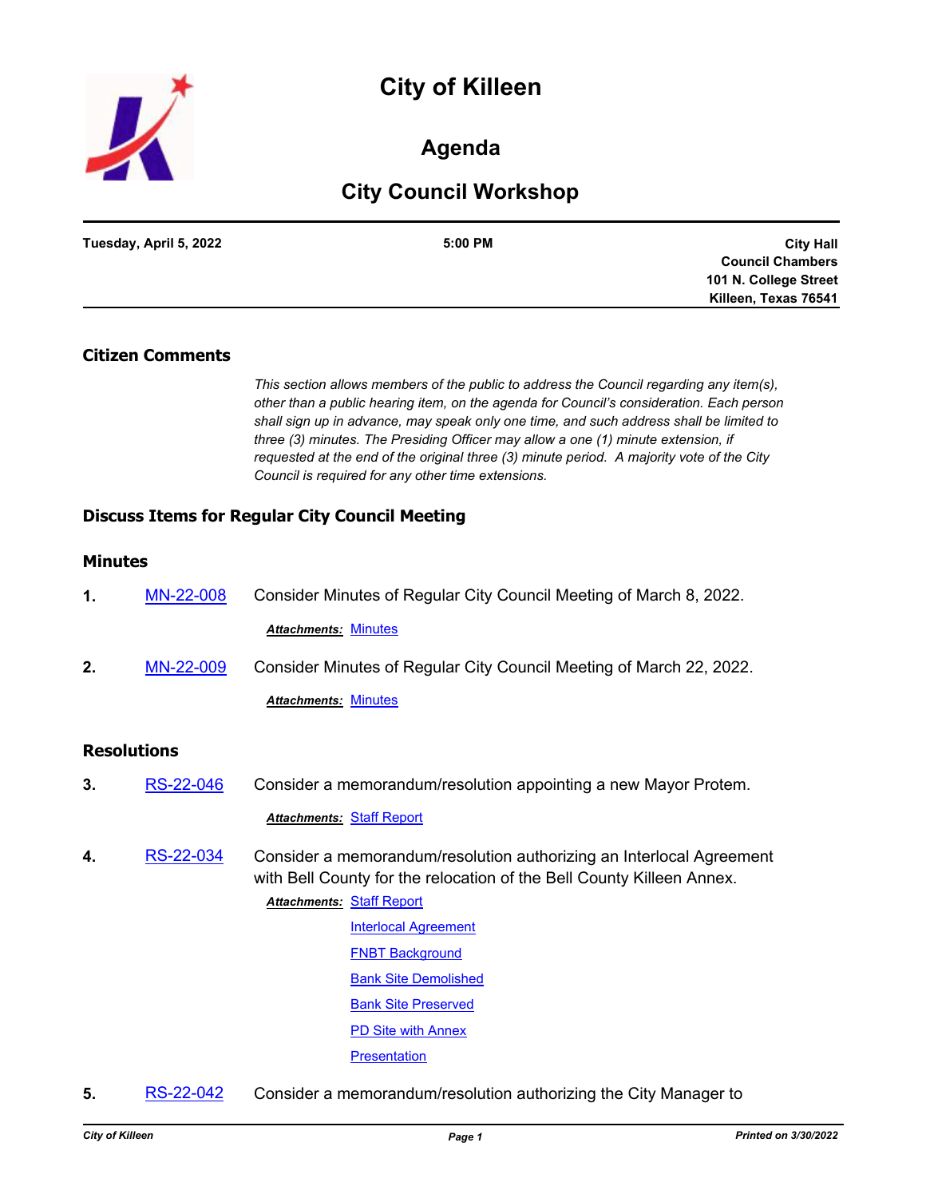# City of Killeen

## Agenda

## City Council Workshop

**Tuesday, April 5, 2022** | **5:00 PM** | **City Hall Council Chambers 101 N. College Street Killeen, Texas 76541**

### Citizen Comments

*This section allows members of the public to address the Council regarding any item(s), other than a public hearing item, on the agenda for Council's consideration. Each person shall sign up in advance, may speak only one time, and such address shall be limited to three (3) minutes. The Presiding Officer may allow a one (1) minute extension, if requested at the end of the original three (3) minute period. A majority vote of the City Council is required for any other time extensions.*

### Discuss Items for Regular City Council Meeting

### Minutes

**1.** MN-22-008 Consider Minutes of Regular City Council Meeting of March 8, 2022.

***Attachments:*** Minutes

**2.** MN-22-009 Consider Minutes of Regular City Council Meeting of March 22, 2022.

***Attachments:*** Minutes

### Resolutions

**3.** RS-22-046 Consider a memorandum/resolution appointing a new Mayor Protem.

***Attachments:*** Staff Report

**4.** RS-22-034 Consider a memorandum/resolution authorizing an Interlocal Agreement with Bell County for the relocation of the Bell County Killeen Annex.

***Attachments:*** Staff Report
Interlocal Agreement
FNBT Background
Bank Site Demolished
Bank Site Preserved
PD Site with Annex
Presentation

**5.** RS-22-042 Consider a memorandum/resolution authorizing the City Manager to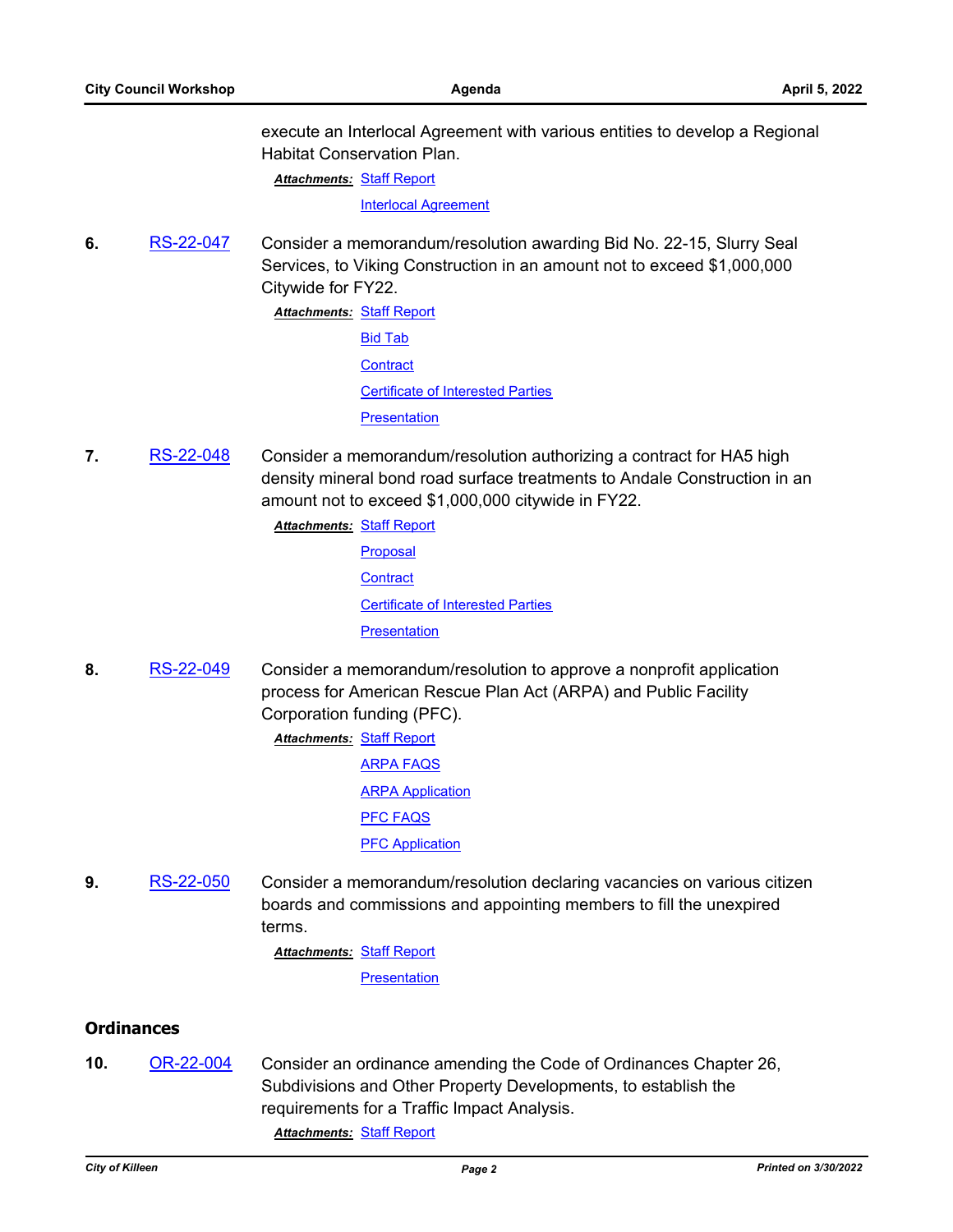execute an Interlocal Agreement with various entities to develop a Regional Habitat Conservation Plan.

***Attachments:*** Staff Report
Interlocal Agreement

**6.** RS-22-047 Consider a memorandum/resolution awarding Bid No. 22-15, Slurry Seal Services, to Viking Construction in an amount not to exceed $1,000,000 Citywide for FY22.

***Attachments:*** Staff Report
Bid Tab
Contract
Certificate of Interested Parties
Presentation

**7.** RS-22-048 Consider a memorandum/resolution authorizing a contract for HA5 high density mineral bond road surface treatments to Andale Construction in an amount not to exceed $1,000,000 citywide in FY22.

***Attachments:*** Staff Report
Proposal
Contract
Certificate of Interested Parties
Presentation

**8.** RS-22-049 Consider a memorandum/resolution to approve a nonprofit application process for American Rescue Plan Act (ARPA) and Public Facility Corporation funding (PFC).

***Attachments:*** Staff Report
ARPA FAQS
ARPA Application
PFC FAQS
PFC Application

**9.** RS-22-050 Consider a memorandum/resolution declaring vacancies on various citizen boards and commissions and appointing members to fill the unexpired terms.

***Attachments:*** Staff Report
Presentation

## Ordinances

**10.** OR-22-004 Consider an ordinance amending the Code of Ordinances Chapter 26, Subdivisions and Other Property Developments, to establish the requirements for a Traffic Impact Analysis.

***Attachments:*** Staff Report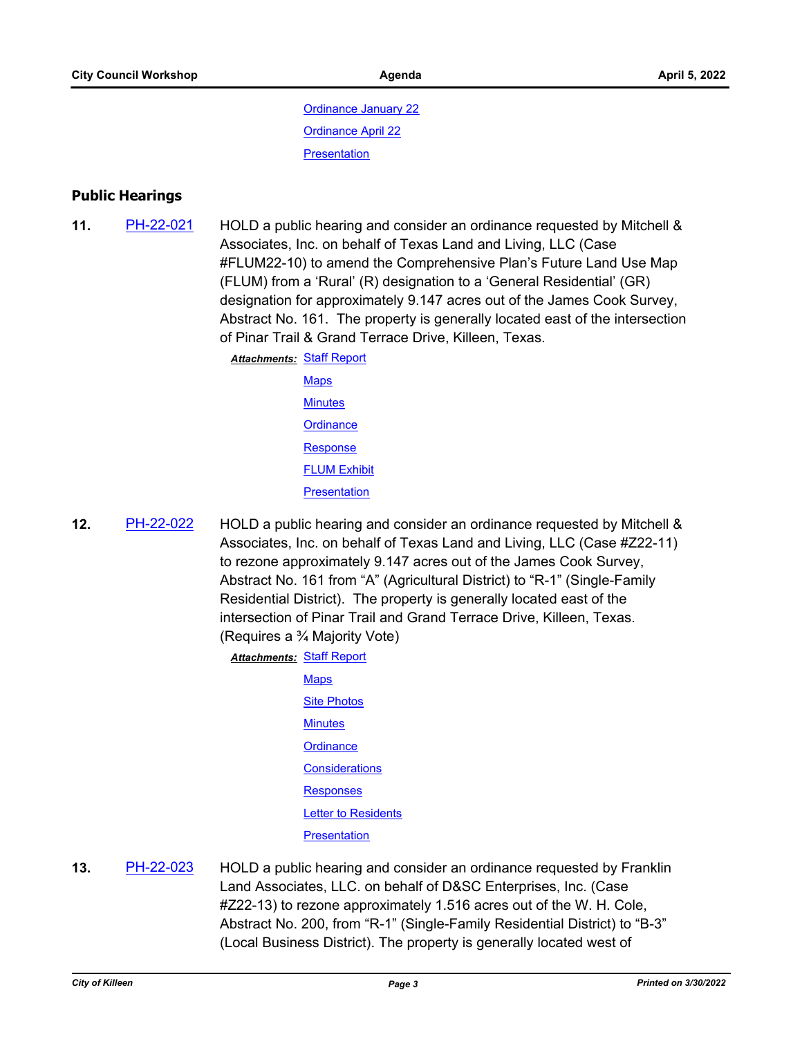Ordinance January 22

Ordinance April 22

Presentation

## Public Hearings

**11.** PH-22-021 HOLD a public hearing and consider an ordinance requested by Mitchell & Associates, Inc. on behalf of Texas Land and Living, LLC (Case #FLUM22-10) to amend the Comprehensive Plan's Future Land Use Map (FLUM) from a 'Rural' (R) designation to a 'General Residential' (GR) designation for approximately 9.147 acres out of the James Cook Survey, Abstract No. 161. The property is generally located east of the intersection of Pinar Trail & Grand Terrace Drive, Killeen, Texas.

***Attachments:*** Staff Report

Maps

Minutes

Ordinance

Response

FLUM Exhibit

Presentation

**12.** PH-22-022 HOLD a public hearing and consider an ordinance requested by Mitchell & Associates, Inc. on behalf of Texas Land and Living, LLC (Case #Z22-11) to rezone approximately 9.147 acres out of the James Cook Survey, Abstract No. 161 from "A" (Agricultural District) to "R-1" (Single-Family Residential District). The property is generally located east of the intersection of Pinar Trail and Grand Terrace Drive, Killeen, Texas. (Requires a ¾ Majority Vote)

***Attachments:*** Staff Report

Maps

Site Photos

Minutes

Ordinance

Considerations

Responses

Letter to Residents

Presentation

**13.** PH-22-023 HOLD a public hearing and consider an ordinance requested by Franklin Land Associates, LLC. on behalf of D&SC Enterprises, Inc. (Case #Z22-13) to rezone approximately 1.516 acres out of the W. H. Cole, Abstract No. 200, from "R-1" (Single-Family Residential District) to "B-3" (Local Business District). The property is generally located west of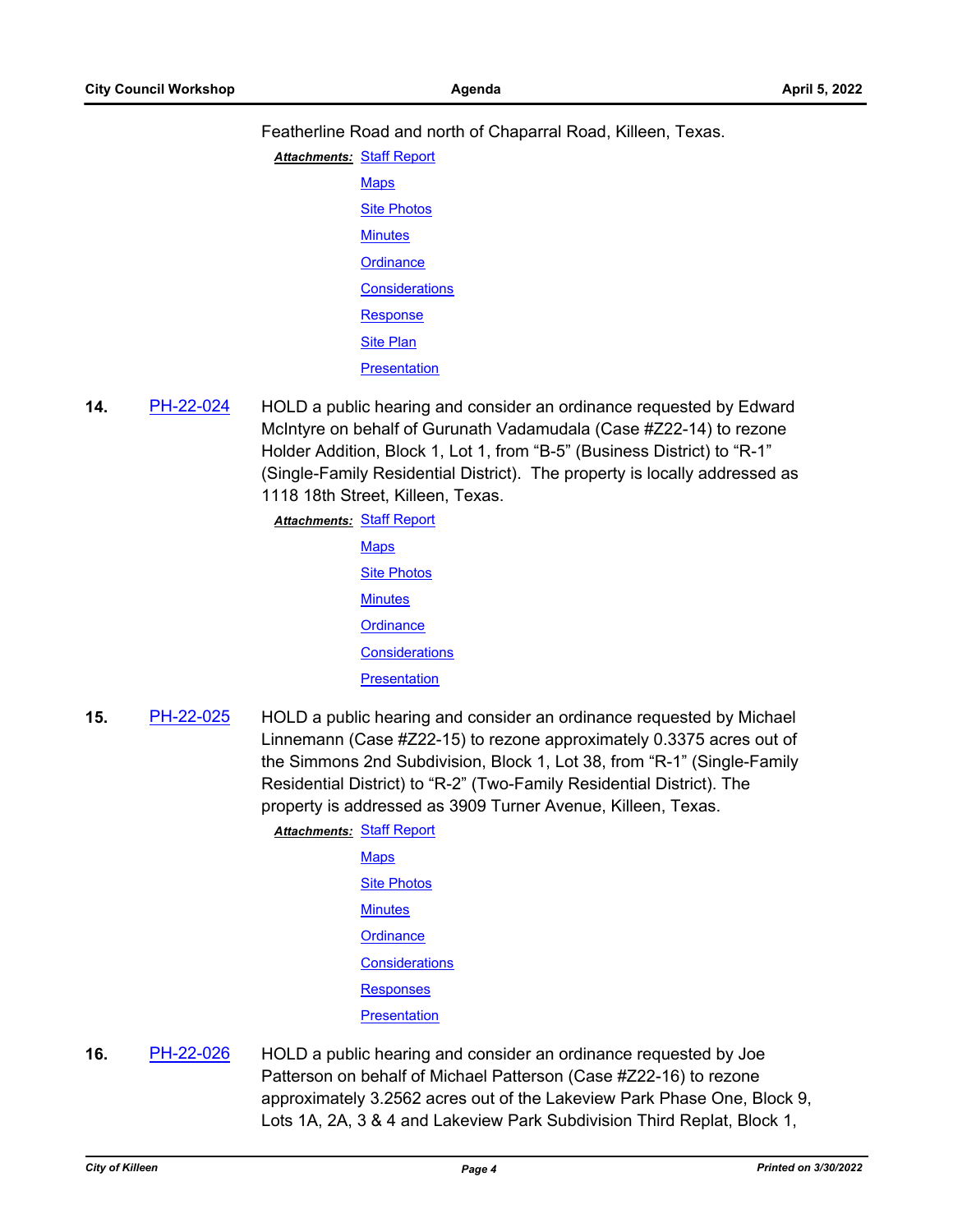Featherline Road and north of Chaparral Road, Killeen, Texas.

***Attachments:*** Staff Report
Maps
Site Photos
Minutes
Ordinance
Considerations
Response
Site Plan
Presentation

**14.** PH-22-024 HOLD a public hearing and consider an ordinance requested by Edward McIntyre on behalf of Gurunath Vadamudala (Case #Z22-14) to rezone Holder Addition, Block 1, Lot 1, from “B-5” (Business District) to “R-1” (Single-Family Residential District). The property is locally addressed as 1118 18th Street, Killeen, Texas.

***Attachments:*** Staff Report
Maps
Site Photos
Minutes
Ordinance
Considerations
Presentation

**15.** PH-22-025 HOLD a public hearing and consider an ordinance requested by Michael Linnemann (Case #Z22-15) to rezone approximately 0.3375 acres out of the Simmons 2nd Subdivision, Block 1, Lot 38, from “R-1” (Single-Family Residential District) to “R-2” (Two-Family Residential District). The property is addressed as 3909 Turner Avenue, Killeen, Texas.

***Attachments:*** Staff Report
Maps
Site Photos
Minutes
Ordinance
Considerations
Responses
Presentation

**16.** PH-22-026 HOLD a public hearing and consider an ordinance requested by Joe Patterson on behalf of Michael Patterson (Case #Z22-16) to rezone approximately 3.2562 acres out of the Lakeview Park Phase One, Block 9, Lots 1A, 2A, 3 & 4 and Lakeview Park Subdivision Third Replat, Block 1,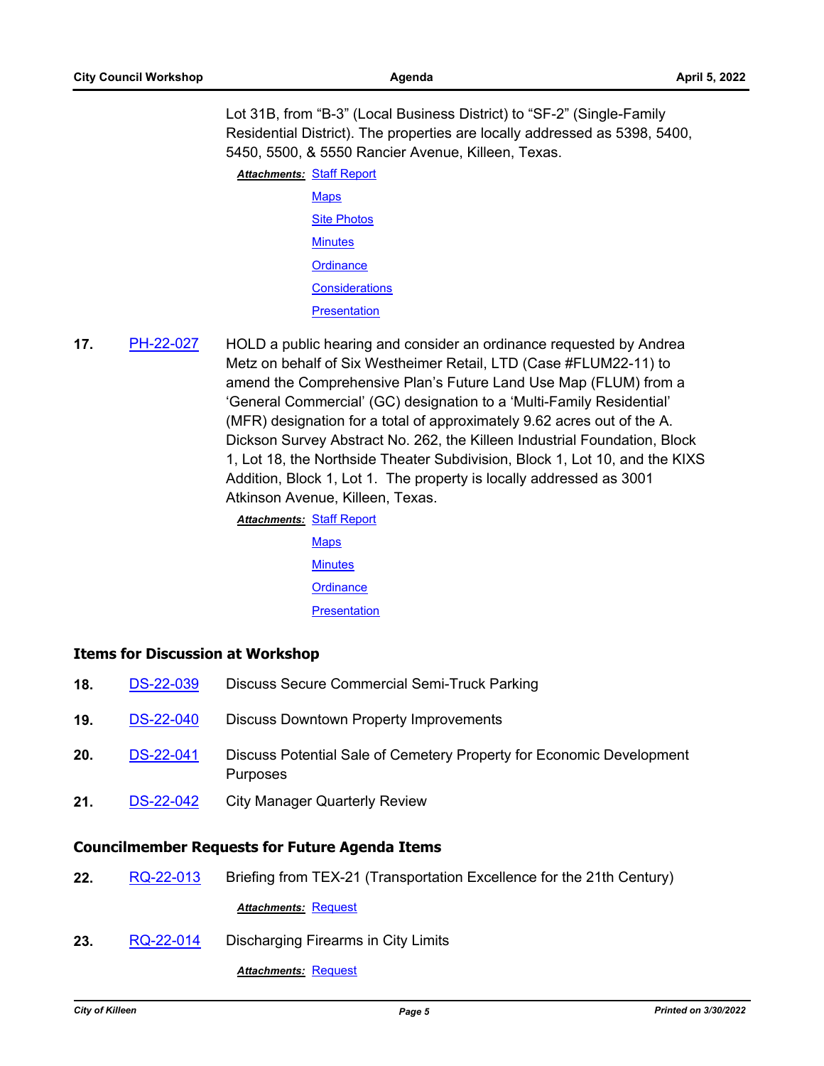Lot 31B, from "B-3" (Local Business District) to "SF-2" (Single-Family Residential District). The properties are locally addressed as 5398, 5400, 5450, 5500, & 5550 Rancier Avenue, Killeen, Texas.

***Attachments:*** Staff Report
Maps
Site Photos
Minutes
Ordinance
Considerations
Presentation

**17.** PH-22-027 HOLD a public hearing and consider an ordinance requested by Andrea Metz on behalf of Six Westheimer Retail, LTD (Case #FLUM22-11) to amend the Comprehensive Plan's Future Land Use Map (FLUM) from a 'General Commercial' (GC) designation to a 'Multi-Family Residential' (MFR) designation for a total of approximately 9.62 acres out of the A. Dickson Survey Abstract No. 262, the Killeen Industrial Foundation, Block 1, Lot 18, the Northside Theater Subdivision, Block 1, Lot 10, and the KIXS Addition, Block 1, Lot 1. The property is locally addressed as 3001 Atkinson Avenue, Killeen, Texas.

***Attachments:*** Staff Report
Maps
Minutes
Ordinance
Presentation

## Items for Discussion at Workshop

**18.** DS-22-039 Discuss Secure Commercial Semi-Truck Parking

**19.** DS-22-040 Discuss Downtown Property Improvements

**20.** DS-22-041 Discuss Potential Sale of Cemetery Property for Economic Development Purposes

**21.** DS-22-042 City Manager Quarterly Review

## Councilmember Requests for Future Agenda Items

**22.** RQ-22-013 Briefing from TEX-21 (Transportation Excellence for the 21th Century)

***Attachments:*** Request

**23.** RQ-22-014 Discharging Firearms in City Limits

***Attachments:*** Request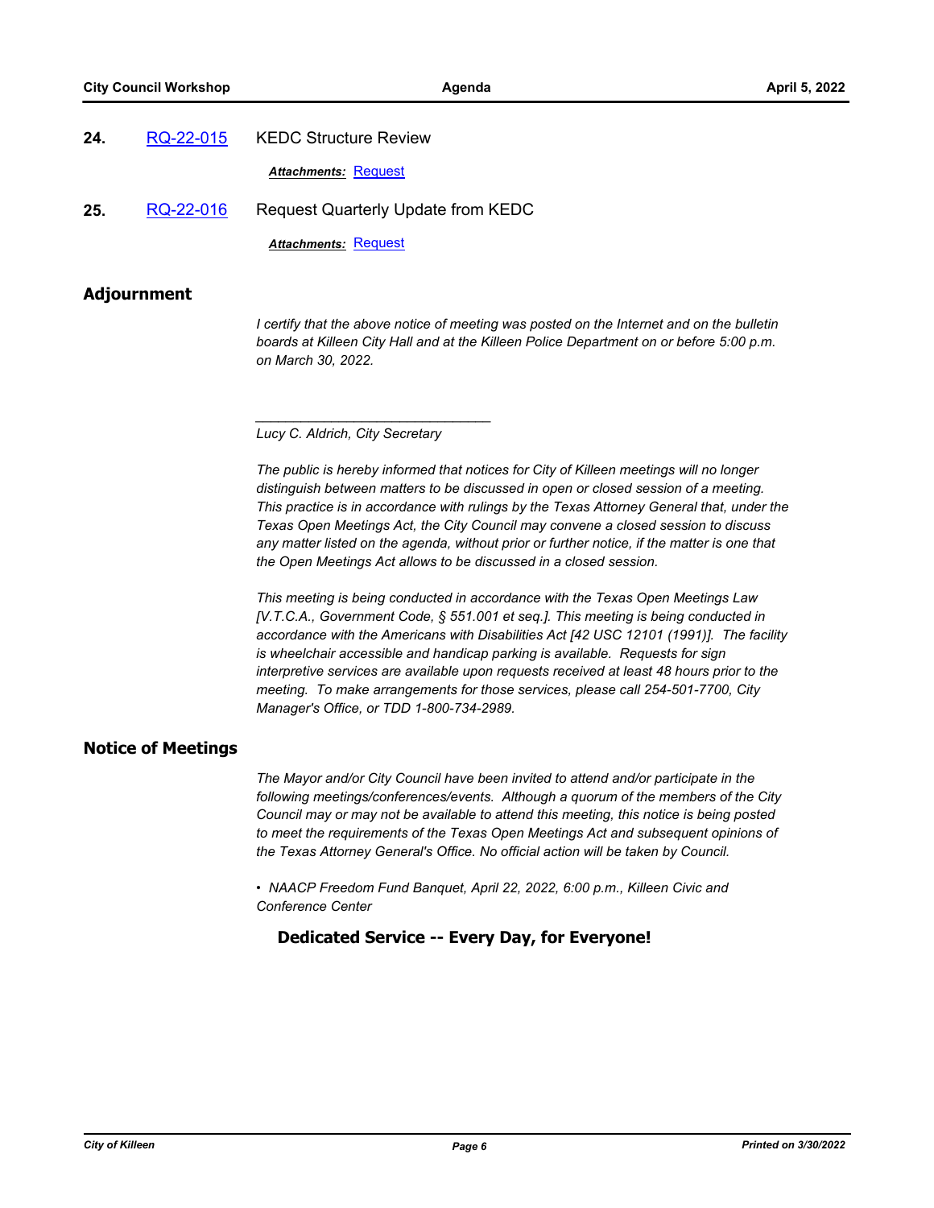**24.** RQ-22-015 KEDC Structure Review

***Attachments:*** Request

**25.** RQ-22-016 Request Quarterly Update from KEDC

***Attachments:*** Request

## Adjournment

*I certify that the above notice of meeting was posted on the Internet and on the bulletin boards at Killeen City Hall and at the Killeen Police Department on or before 5:00 p.m. on March 30, 2022.*

_______________________________

*Lucy C. Aldrich, City Secretary*

*The public is hereby informed that notices for City of Killeen meetings will no longer distinguish between matters to be discussed in open or closed session of a meeting. This practice is in accordance with rulings by the Texas Attorney General that, under the Texas Open Meetings Act, the City Council may convene a closed session to discuss any matter listed on the agenda, without prior or further notice, if the matter is one that the Open Meetings Act allows to be discussed in a closed session.*

*This meeting is being conducted in accordance with the Texas Open Meetings Law [V.T.C.A., Government Code, § 551.001 et seq.]. This meeting is being conducted in accordance with the Americans with Disabilities Act [42 USC 12101 (1991)]. The facility is wheelchair accessible and handicap parking is available. Requests for sign interpretive services are available upon requests received at least 48 hours prior to the meeting. To make arrangements for those services, please call 254-501-7700, City Manager's Office, or TDD 1-800-734-2989.*

## Notice of Meetings

*The Mayor and/or City Council have been invited to attend and/or participate in the following meetings/conferences/events. Although a quorum of the members of the City Council may or may not be available to attend this meeting, this notice is being posted to meet the requirements of the Texas Open Meetings Act and subsequent opinions of the Texas Attorney General's Office. No official action will be taken by Council.*

- *NAACP Freedom Fund Banquet, April 22, 2022, 6:00 p.m., Killeen Civic and Conference Center*

**Dedicated Service -- Every Day, for Everyone!**